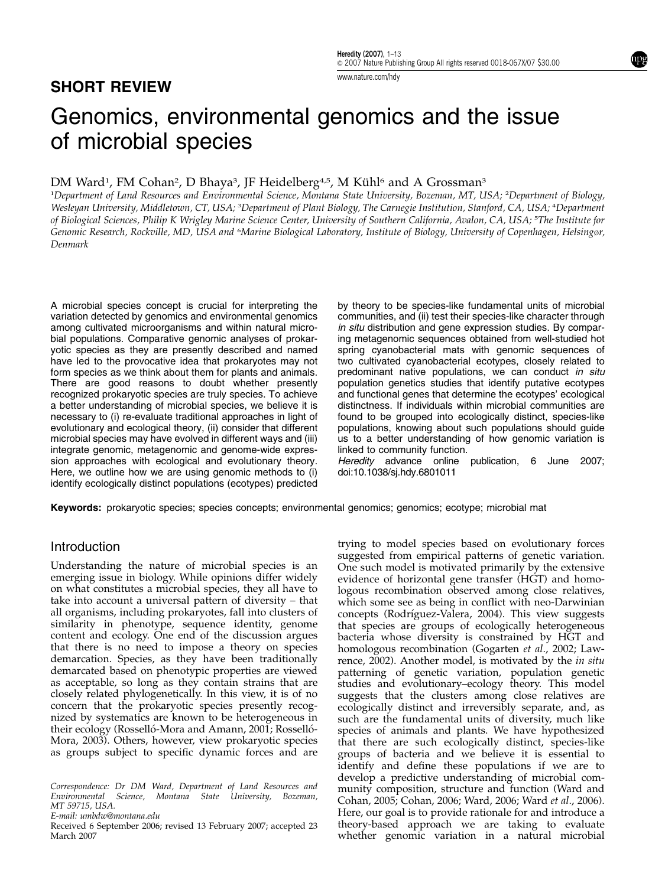## SHORT REVIEW

# Genomics, environmental genomics and the issue of microbial species

DM Ward[1], FM Cohan[2], D Bhaya[3], JF Heidelberg[4,5], M Kühl[6] and A Grossman[3]

[1]Department of Land Resources and Environmental Science, Montana State University, Bozeman, MT, USA; [2]Department of Biology, Wesleyan University, Middletown, CT, USA; [3]Department of Plant Biology, The Carnegie Institution, Stanford, CA, USA; [4]Department of Biological Sciences, Philip K Wrigley Marine Science Center, University of Southern California, Avalon, CA, USA; [5]The Institute for Genomic Research, Rockville, MD, USA and [6]Marine Biological Laboratory, Institute of Biology, University of Copenhagen, Helsingør, Denmark

A microbial species concept is crucial for interpreting the variation detected by genomics and environmental genomics among cultivated microorganisms and within natural microbial populations. Comparative genomic analyses of prokaryotic species as they are presently described and named have led to the provocative idea that prokaryotes may not form species as we think about them for plants and animals. There are good reasons to doubt whether presently recognized prokaryotic species are truly species. To achieve a better understanding of microbial species, we believe it is necessary to (i) re-evaluate traditional approaches in light of evolutionary and ecological theory, (ii) consider that different microbial species may have evolved in different ways and (iii) integrate genomic, metagenomic and genome-wide expression approaches with ecological and evolutionary theory. Here, we outline how we are using genomic methods to (i) identify ecologically distinct populations (ecotypes) predicted by theory to be species-like fundamental units of microbial communities, and (ii) test their species-like character through *in situ* distribution and gene expression studies. By comparing metagenomic sequences obtained from well-studied hot spring cyanobacterial mats with genomic sequences of two cultivated cyanobacterial ecotypes, closely related to predominant native populations, we can conduct *in situ* population genetics studies that identify putative ecotypes and functional genes that determine the ecotypes' ecological distinctness. If individuals within microbial communities are found to be grouped into ecologically distinct, species-like populations, knowing about such populations should guide us to a better understanding of how genomic variation is linked to community function.
*Heredity* advance online publication, 6 June 2007; doi:10.1038/sj.hdy.6801011

**Keywords:** prokaryotic species; species concepts; environmental genomics; genomics; ecotype; microbial mat

## Introduction

Understanding the nature of microbial species is an emerging issue in biology. While opinions differ widely on what constitutes a microbial species, they all have to take into account a universal pattern of diversity – that all organisms, including prokaryotes, fall into clusters of similarity in phenotype, sequence identity, genome content and ecology. One end of the discussion argues that there is no need to impose a theory on species demarcation. Species, as they have been traditionally demarcated based on phenotypic properties are viewed as acceptable, so long as they contain strains that are closely related phylogenetically. In this view, it is of no concern that the prokaryotic species presently recognized by systematics are known to be heterogeneous in their ecology (Rosselló-Mora and Amann, 2001; Rosselló-Mora, 2003). Others, however, view prokaryotic species as groups subject to specific dynamic forces and are trying to model species based on evolutionary forces suggested from empirical patterns of genetic variation. One such model is motivated primarily by the extensive evidence of horizontal gene transfer (HGT) and homologous recombination observed among close relatives, which some see as being in conflict with neo-Darwinian concepts (Rodríguez-Valera, 2004). This view suggests that species are groups of ecologically heterogeneous bacteria whose diversity is constrained by HGT and homologous recombination (Gogarten *et al*., 2002; Lawrence, 2002). Another model, is motivated by the *in situ* patterning of genetic variation, population genetic studies and evolutionary–ecology theory. This model suggests that the clusters among close relatives are ecologically distinct and irreversibly separate, and, as such are the fundamental units of diversity, much like species of animals and plants. We have hypothesized that there are such ecologically distinct, species-like groups of bacteria and we believe it is essential to identify and define these populations if we are to develop a predictive understanding of microbial community composition, structure and function (Ward and Cohan, 2005; Cohan, 2006; Ward, 2006; Ward *et al*., 2006). Here, our goal is to provide rationale for and introduce a theory-based approach we are taking to evaluate whether genomic variation in a natural microbial

Correspondence: Dr DM Ward, Department of Land Resources and Environmental Science, Montana State University, Bozeman, MT 59715, USA.
E-mail: umbdw@montana.edu
Received 6 September 2006; revised 13 February 2007; accepted 23 March 2007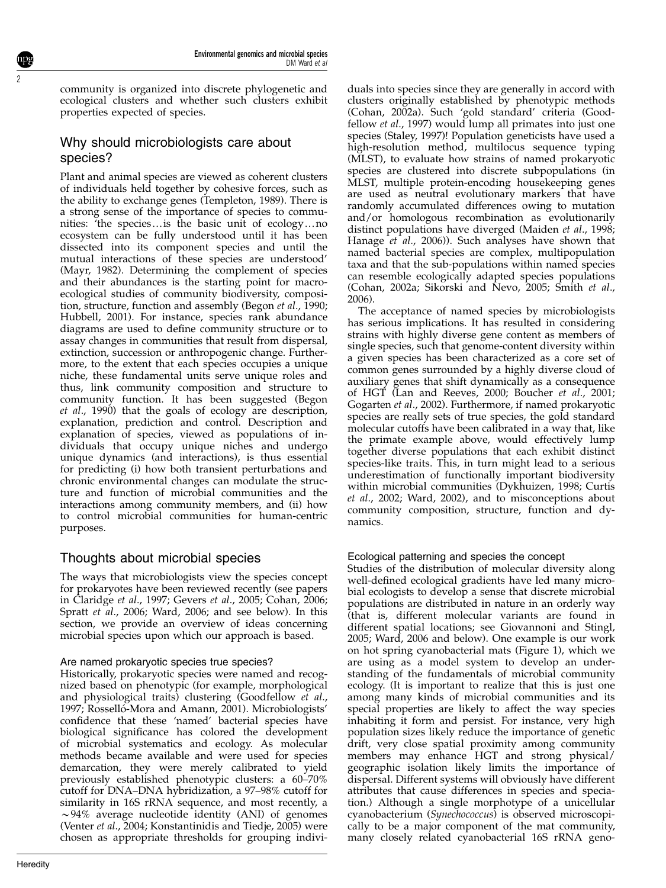community is organized into discrete phylogenetic and ecological clusters and whether such clusters exhibit properties expected of species.

## Why should microbiologists care about species?

Plant and animal species are viewed as coherent clusters of individuals held together by cohesive forces, such as the ability to exchange genes (Templeton, 1989). There is a strong sense of the importance of species to communities: 'the species…is the basic unit of ecology…no ecosystem can be fully understood until it has been dissected into its component species and until the mutual interactions of these species are understood' (Mayr, 1982). Determining the complement of species and their abundances is the starting point for macroecological studies of community biodiversity, composition, structure, function and assembly (Begon *et al*., 1990; Hubbell, 2001). For instance, species rank abundance diagrams are used to define community structure or to assay changes in communities that result from dispersal, extinction, succession or anthropogenic change. Furthermore, to the extent that each species occupies a unique niche, these fundamental units serve unique roles and thus, link community composition and structure to community function. It has been suggested (Begon *et al*., 1990) that the goals of ecology are description, explanation, prediction and control. Description and explanation of species, viewed as populations of individuals that occupy unique niches and undergo unique dynamics (and interactions), is thus essential for predicting (i) how both transient perturbations and chronic environmental changes can modulate the structure and function of microbial communities and the interactions among community members, and (ii) how to control microbial communities for human-centric purposes.

## Thoughts about microbial species

The ways that microbiologists view the species concept for prokaryotes have been reviewed recently (see papers in Claridge *et al*., 1997; Gevers *et al*., 2005; Cohan, 2006; Spratt *et al*., 2006; Ward, 2006; and see below). In this section, we provide an overview of ideas concerning microbial species upon which our approach is based.

### Are named prokaryotic species true species?

Historically, prokaryotic species were named and recognized based on phenotypic (for example, morphological and physiological traits) clustering (Goodfellow *et al*., 1997; Rosselló-Mora and Amann, 2001). Microbiologists' confidence that these 'named' bacterial species have biological significance has colored the development of microbial systematics and ecology. As molecular methods became available and were used for species demarcation, they were merely calibrated to yield previously established phenotypic clusters: a 60–70% cutoff for DNA–DNA hybridization, a 97–98% cutoff for similarity in 16S rRNA sequence, and most recently, a ~94% average nucleotide identity (ANI) of genomes (Venter *et al*., 2004; Konstantinidis and Tiedje, 2005) were chosen as appropriate thresholds for grouping individuals into species since they are generally in accord with clusters originally established by phenotypic methods (Cohan, 2002a). Such 'gold standard' criteria (Goodfellow *et al*., 1997) would lump all primates into just one species (Staley, 1997)! Population geneticists have used a high-resolution method, multilocus sequence typing (MLST), to evaluate how strains of named prokaryotic species are clustered into discrete subpopulations (in MLST, multiple protein-encoding housekeeping genes are used as neutral evolutionary markers that have randomly accumulated differences owing to mutation and/or homologous recombination as evolutionarily distinct populations have diverged (Maiden *et al*., 1998; Hanage *et al*., 2006)). Such analyses have shown that named bacterial species are complex, multipopulation taxa and that the sub-populations within named species can resemble ecologically adapted species populations (Cohan, 2002a; Sikorski and Nevo, 2005; Smith *et al*., 2006).

The acceptance of named species by microbiologists has serious implications. It has resulted in considering strains with highly diverse gene content as members of single species, such that genome-content diversity within a given species has been characterized as a core set of common genes surrounded by a highly diverse cloud of auxiliary genes that shift dynamically as a consequence of HGT (Lan and Reeves, 2000; Boucher *et al*., 2001; Gogarten *et al*., 2002). Furthermore, if named prokaryotic species are really sets of true species, the gold standard molecular cutoffs have been calibrated in a way that, like the primate example above, would effectively lump together diverse populations that each exhibit distinct species-like traits. This, in turn might lead to a serious underestimation of functionally important biodiversity within microbial communities (Dykhuizen, 1998; Curtis *et al*., 2002; Ward, 2002), and to misconceptions about community composition, structure, function and dynamics.

### Ecological patterning and species the concept

Studies of the distribution of molecular diversity along well-defined ecological gradients have led many microbial ecologists to develop a sense that discrete microbial populations are distributed in nature in an orderly way (that is, different molecular variants are found in different spatial locations; see Giovannoni and Stingl, 2005; Ward, 2006 and below). One example is our work on hot spring cyanobacterial mats (Figure 1), which we are using as a model system to develop an understanding of the fundamentals of microbial community ecology. (It is important to realize that this is just one among many kinds of microbial communities and its special properties are likely to affect the way species inhabiting it form and persist. For instance, very high population sizes likely reduce the importance of genetic drift, very close spatial proximity among community members may enhance HGT and strong physical/geographic isolation likely limits the importance of dispersal. Different systems will obviously have different attributes that cause differences in species and speciation.) Although a single morphotype of a unicellular cyanobacterium (*Synechococcus*) is observed microscopically to be a major component of the mat community, many closely related cyanobacterial 16S rRNA geno-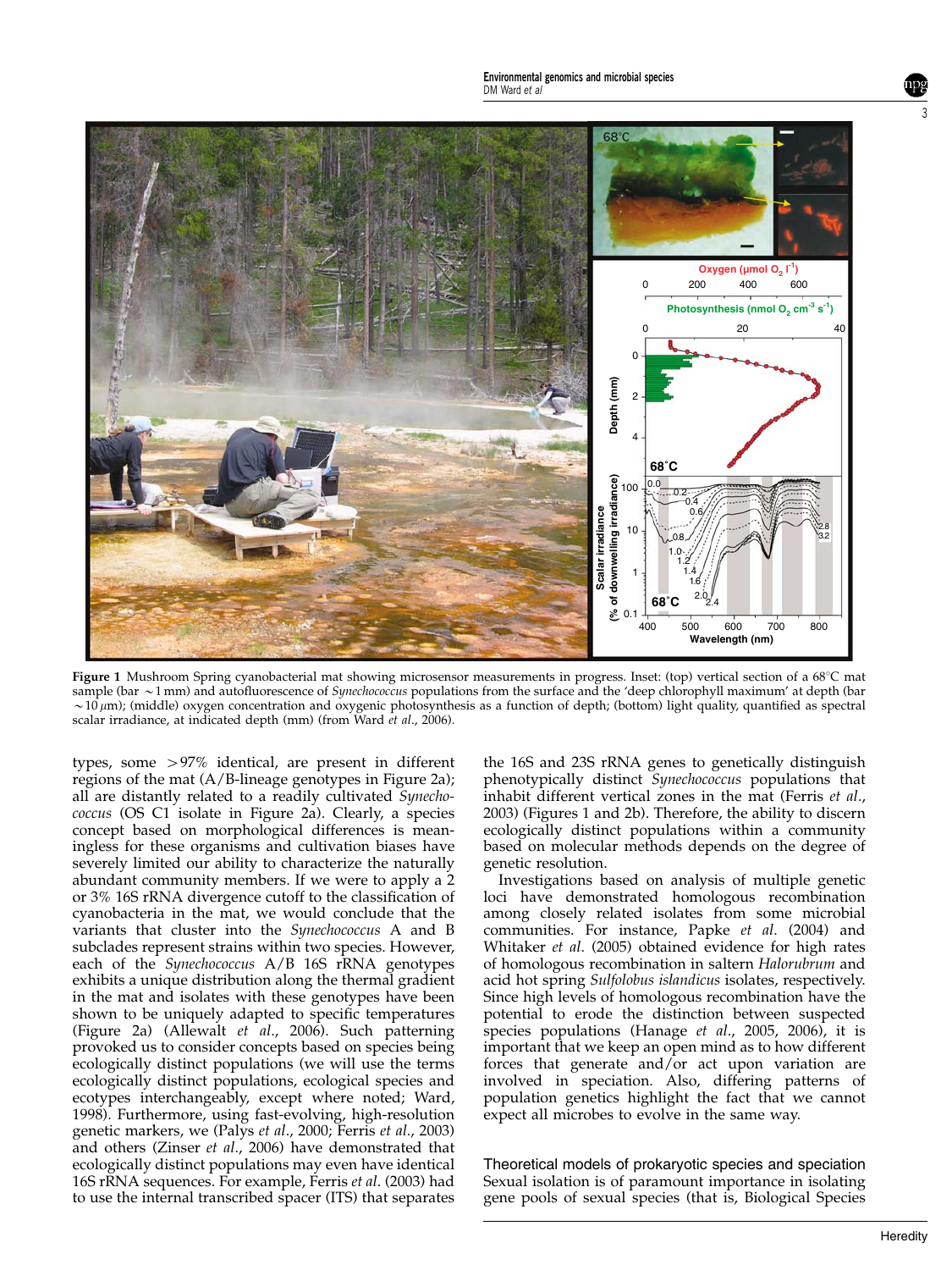**Figure 1** Mushroom Spring cyanobacterial mat showing microsensor measurements in progress. Inset: (top) vertical section of a 68°C mat sample (bar ~1 mm) and autofluorescence of *Synechococcus* populations from the surface and the 'deep chlorophyll maximum' at depth (bar ~10 μm); (middle) oxygen concentration and oxygenic photosynthesis as a function of depth; (bottom) light quality, quantified as spectral scalar irradiance, at indicated depth (mm) (from Ward *et al*., 2006).

types, some >97% identical, are present in different regions of the mat (A/B-lineage genotypes in Figure 2a); all are distantly related to a readily cultivated *Synechococcus* (OS C1 isolate in Figure 2a). Clearly, a species concept based on morphological differences is meaningless for these organisms and cultivation biases have severely limited our ability to characterize the naturally abundant community members. If we were to apply a 2 or 3% 16S rRNA divergence cutoff to the classification of cyanobacteria in the mat, we would conclude that the variants that cluster into the *Synechococcus* A and B subclades represent strains within two species. However, each of the *Synechococcus* A/B 16S rRNA genotypes exhibits a unique distribution along the thermal gradient in the mat and isolates with these genotypes have been shown to be uniquely adapted to specific temperatures (Figure 2a) (Allewalt *et al*., 2006). Such patterning provoked us to consider concepts based on species being ecologically distinct populations (we will use the terms ecologically distinct populations, ecological species and ecotypes interchangeably, except where noted; Ward, 1998). Furthermore, using fast-evolving, high-resolution genetic markers, we (Palys *et al*., 2000; Ferris *et al*., 2003) and others (Zinser *et al*., 2006) have demonstrated that ecologically distinct populations may even have identical 16S rRNA sequences. For example, Ferris *et al*. (2003) had to use the internal transcribed spacer (ITS) that separates the 16S and 23S rRNA genes to genetically distinguish phenotypically distinct *Synechococcus* populations that inhabit different vertical zones in the mat (Ferris *et al*., 2003) (Figures 1 and 2b). Therefore, the ability to discern ecologically distinct populations within a community based on molecular methods depends on the degree of genetic resolution.

Investigations based on analysis of multiple genetic loci have demonstrated homologous recombination among closely related isolates from some microbial communities. For instance, Papke *et al*. (2004) and Whitaker *et al*. (2005) obtained evidence for high rates of homologous recombination in saltern *Halorubrum* and acid hot spring *Sulfolobus islandicus* isolates, respectively. Since high levels of homologous recombination have the potential to erode the distinction between suspected species populations (Hanage *et al*., 2005, 2006), it is important that we keep an open mind as to how different forces that generate and/or act upon variation are involved in speciation. Also, differing patterns of population genetics highlight the fact that we cannot expect all microbes to evolve in the same way.

## Theoretical models of prokaryotic species and speciation

Sexual isolation is of paramount importance in isolating gene pools of sexual species (that is, Biological Species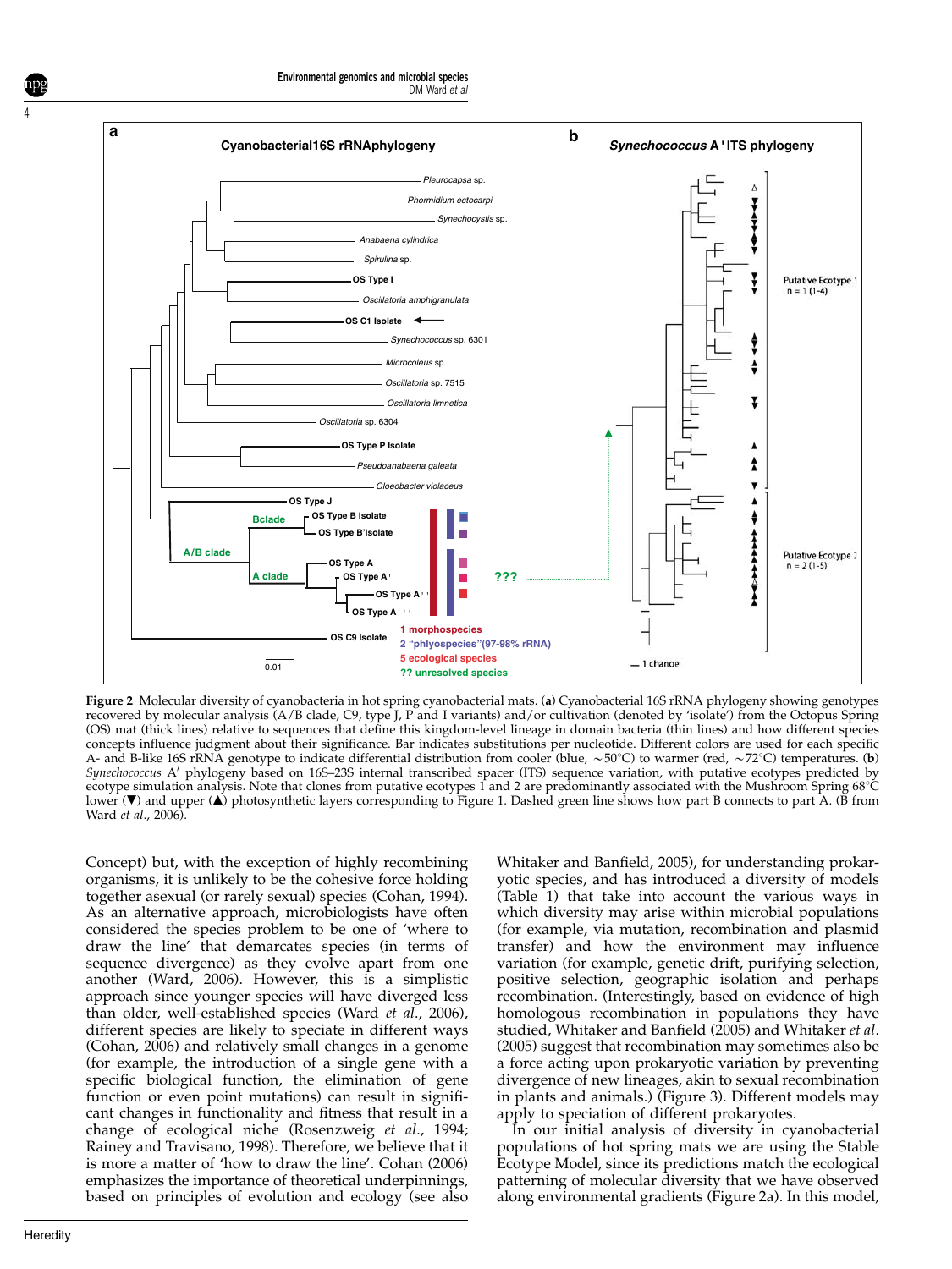**Figure 2** Molecular diversity of cyanobacteria in hot spring cyanobacterial mats. (**a**) Cyanobacterial 16S rRNA phylogeny showing genotypes recovered by molecular analysis (A/B clade, C9, type J, P and I variants) and/or cultivation (denoted by 'isolate') from the Octopus Spring (OS) mat (thick lines) relative to sequences that define this kingdom-level lineage in domain bacteria (thin lines) and how different species concepts influence judgment about their significance. Bar indicates substitutions per nucleotide. Different colors are used for each specific A- and B-like 16S rRNA genotype to indicate differential distribution from cooler (blue, ~50°C) to warmer (red, ~72°C) temperatures. (**b**) *Synechococcus* A′ phylogeny based on 16S–23S internal transcribed spacer (ITS) sequence variation, with putative ecotypes predicted by ecotype simulation analysis. Note that clones from putative ecotypes 1 and 2 are predominantly associated with the Mushroom Spring 68°C lower (▼) and upper (▲) photosynthetic layers corresponding to Figure 1. Dashed green line shows how part B connects to part A. (B from Ward *et al*., 2006).

Concept) but, with the exception of highly recombining organisms, it is unlikely to be the cohesive force holding together asexual (or rarely sexual) species (Cohan, 1994). As an alternative approach, microbiologists have often considered the species problem to be one of 'where to draw the line' that demarcates species (in terms of sequence divergence) as they evolve apart from one another (Ward, 2006). However, this is a simplistic approach since younger species will have diverged less than older, well-established species (Ward *et al*., 2006), different species are likely to speciate in different ways (Cohan, 2006) and relatively small changes in a genome (for example, the introduction of a single gene with a specific biological function, the elimination of gene function or even point mutations) can result in significant changes in functionality and fitness that result in a change of ecological niche (Rosenzweig *et al*., 1994; Rainey and Travisano, 1998). Therefore, we believe that it is more a matter of 'how to draw the line'. Cohan (2006) emphasizes the importance of theoretical underpinnings, based on principles of evolution and ecology (see also Whitaker and Banfield, 2005), for understanding prokaryotic species, and has introduced a diversity of models (Table 1) that take into account the various ways in which diversity may arise within microbial populations (for example, via mutation, recombination and plasmid transfer) and how the environment may influence variation (for example, genetic drift, purifying selection, positive selection, geographic isolation and perhaps recombination. (Interestingly, based on evidence of high homologous recombination in populations they have studied, Whitaker and Banfield (2005) and Whitaker *et al*. (2005) suggest that recombination may sometimes also be a force acting upon prokaryotic variation by preventing divergence of new lineages, akin to sexual recombination in plants and animals.) (Figure 3). Different models may apply to speciation of different prokaryotes.

In our initial analysis of diversity in cyanobacterial populations of hot spring mats we are using the Stable Ecotype Model, since its predictions match the ecological patterning of molecular diversity that we have observed along environmental gradients (Figure 2a). In this model,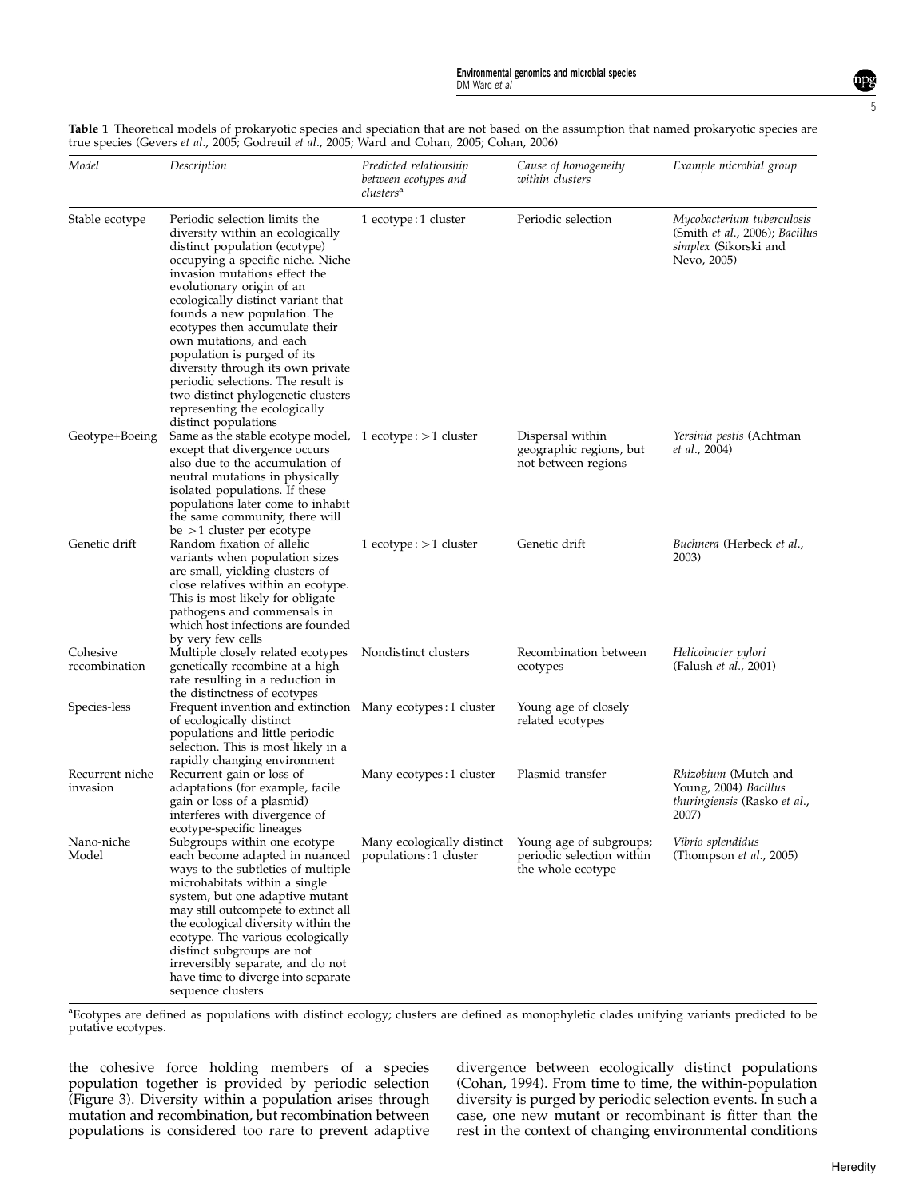**Table 1** Theoretical models of prokaryotic species and speciation that are not based on the assumption that named prokaryotic species are true species (Gevers *et al*., 2005; Godreuil *et al*., 2005; Ward and Cohan, 2005; Cohan, 2006)

| *Model* | *Description* | *Predicted relationship between ecotypes and clusters*[a] | *Cause of homogeneity within clusters* | *Example microbial group* |
|---|---|---|---|---|
| Stable ecotype | Periodic selection limits the diversity within an ecologically distinct population (ecotype) occupying a specific niche. Niche invasion mutations effect the evolutionary origin of an ecologically distinct variant that founds a new population. The ecotypes then accumulate their own mutations, and each population is purged of its diversity through its own private periodic selections. The result is two distinct phylogenetic clusters representing the ecologically distinct populations | 1 ecotype : 1 cluster | Periodic selection | *Mycobacterium tuberculosis* (Smith *et al*., 2006); *Bacillus simplex* (Sikorski and Nevo, 2005) |
| Geotype+Boeing | Same as the stable ecotype model, except that divergence occurs also due to the accumulation of neutral mutations in physically isolated populations. If these populations later come to inhabit the same community, there will be >1 cluster per ecotype | 1 ecotype : >1 cluster | Dispersal within geographic regions, but not between regions | *Yersinia pestis* (Achtman *et al*., 2004) |
| Genetic drift | Random fixation of allelic variants when population sizes are small, yielding clusters of close relatives within an ecotype. This is most likely for obligate pathogens and commensals in which host infections are founded by very few cells | 1 ecotype : >1 cluster | Genetic drift | *Buchnera* (Herbeck *et al*., 2003) |
| Cohesive recombination | Multiple closely related ecotypes genetically recombine at a high rate resulting in a reduction in the distinctness of ecotypes | Nondistinct clusters | Recombination between ecotypes | *Helicobacter pylori* (Falush *et al*., 2001) |
| Species-less | Frequent invention and extinction of ecologically distinct populations and little periodic selection. This is most likely in a rapidly changing environment | Many ecotypes : 1 cluster | Young age of closely related ecotypes | |
| Recurrent niche invasion | Recurrent gain or loss of adaptations (for example, facile gain or loss of a plasmid) interferes with divergence of ecotype-specific lineages | Many ecotypes : 1 cluster | Plasmid transfer | *Rhizobium* (Mutch and Young, 2004) *Bacillus thuringiensis* (Rasko *et al*., 2007) |
| Nano-niche Model | Subgroups within one ecotype each become adapted in nuanced ways to the subtleties of multiple microhabitats within a single system, but one adaptive mutant may still outcompete to extinct all the ecological diversity within the ecotype. The various ecologically distinct subgroups are not irreversibly separate, and do not have time to diverge into separate sequence clusters | Many ecologically distinct populations : 1 cluster | Young age of subgroups; periodic selection within the whole ecotype | *Vibrio splendidus* (Thompson *et al*., 2005) |

[a]Ecotypes are defined as populations with distinct ecology; clusters are defined as monophyletic clades unifying variants predicted to be putative ecotypes.

the cohesive force holding members of a species population together is provided by periodic selection (Figure 3). Diversity within a population arises through mutation and recombination, but recombination between populations is considered too rare to prevent adaptive divergence between ecologically distinct populations (Cohan, 1994). From time to time, the within-population diversity is purged by periodic selection events. In such a case, one new mutant or recombinant is fitter than the rest in the context of changing environmental conditions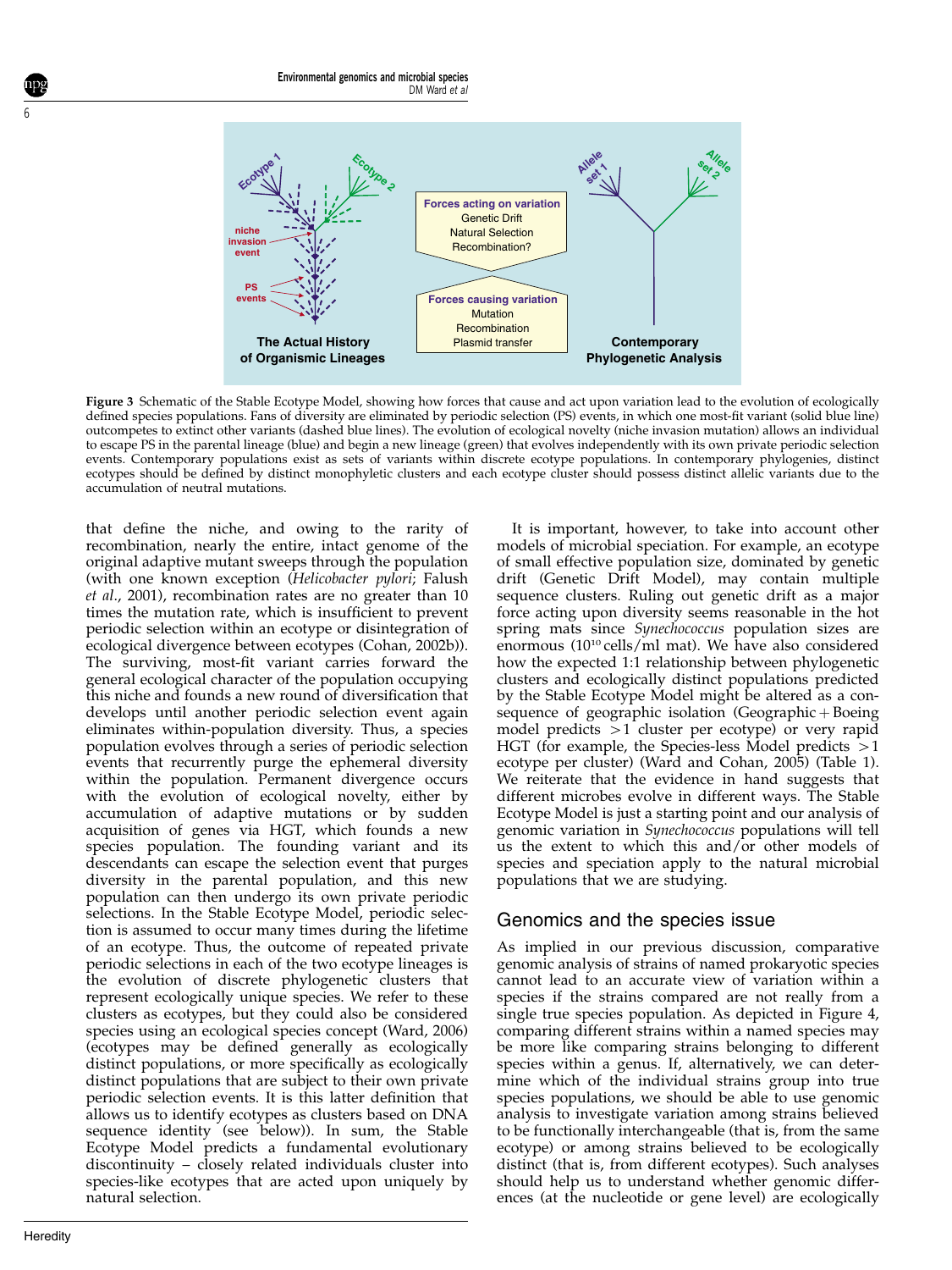**Figure 3** Schematic of the Stable Ecotype Model, showing how forces that cause and act upon variation lead to the evolution of ecologically defined species populations. Fans of diversity are eliminated by periodic selection (PS) events, in which one most-fit variant (solid blue line) outcompetes to extinct other variants (dashed blue lines). The evolution of ecological novelty (niche invasion mutation) allows an individual to escape PS in the parental lineage (blue) and begin a new lineage (green) that evolves independently with its own private periodic selection events. Contemporary populations exist as sets of variants within discrete ecotype populations. In contemporary phylogenies, distinct ecotypes should be defined by distinct monophyletic clusters and each ecotype cluster should possess distinct allelic variants due to the accumulation of neutral mutations.

that define the niche, and owing to the rarity of recombination, nearly the entire, intact genome of the original adaptive mutant sweeps through the population (with one known exception (*Helicobacter pylori*; Falush *et al*., 2001), recombination rates are no greater than 10 times the mutation rate, which is insufficient to prevent periodic selection within an ecotype or disintegration of ecological divergence between ecotypes (Cohan, 2002b)). The surviving, most-fit variant carries forward the general ecological character of the population occupying this niche and founds a new round of diversification that develops until another periodic selection event again eliminates within-population diversity. Thus, a species population evolves through a series of periodic selection events that recurrently purge the ephemeral diversity within the population. Permanent divergence occurs with the evolution of ecological novelty, either by accumulation of adaptive mutations or by sudden acquisition of genes via HGT, which founds a new species population. The founding variant and its descendants can escape the selection event that purges diversity in the parental population, and this new population can then undergo its own private periodic selections. In the Stable Ecotype Model, periodic selection is assumed to occur many times during the lifetime of an ecotype. Thus, the outcome of repeated private periodic selections in each of the two ecotype lineages is the evolution of discrete phylogenetic clusters that represent ecologically unique species. We refer to these clusters as ecotypes, but they could also be considered species using an ecological species concept (Ward, 2006) (ecotypes may be defined generally as ecologically distinct populations, or more specifically as ecologically distinct populations that are subject to their own private periodic selection events. It is this latter definition that allows us to identify ecotypes as clusters based on DNA sequence identity (see below)). In sum, the Stable Ecotype Model predicts a fundamental evolutionary discontinuity – closely related individuals cluster into species-like ecotypes that are acted upon uniquely by natural selection.

It is important, however, to take into account other models of microbial speciation. For example, an ecotype of small effective population size, dominated by genetic drift (Genetic Drift Model), may contain multiple sequence clusters. Ruling out genetic drift as a major force acting upon diversity seems reasonable in the hot spring mats since *Synechococcus* population sizes are enormous ($10^{10}$ cells/ml mat). We have also considered how the expected 1:1 relationship between phylogenetic clusters and ecologically distinct populations predicted by the Stable Ecotype Model might be altered as a consequence of geographic isolation (Geographic + Boeing model predicts >1 cluster per ecotype) or very rapid HGT (for example, the Species-less Model predicts >1 ecotype per cluster) (Ward and Cohan, 2005) (Table 1). We reiterate that the evidence in hand suggests that different microbes evolve in different ways. The Stable Ecotype Model is just a starting point and our analysis of genomic variation in *Synechococcus* populations will tell us the extent to which this and/or other models of species and speciation apply to the natural microbial populations that we are studying.

## Genomics and the species issue

As implied in our previous discussion, comparative genomic analysis of strains of named prokaryotic species cannot lead to an accurate view of variation within a species if the strains compared are not really from a single true species population. As depicted in Figure 4, comparing different strains within a named species may be more like comparing strains belonging to different species within a genus. If, alternatively, we can determine which of the individual strains group into true species populations, we should be able to use genomic analysis to investigate variation among strains believed to be functionally interchangeable (that is, from the same ecotype) or among strains believed to be ecologically distinct (that is, from different ecotypes). Such analyses should help us to understand whether genomic differences (at the nucleotide or gene level) are ecologically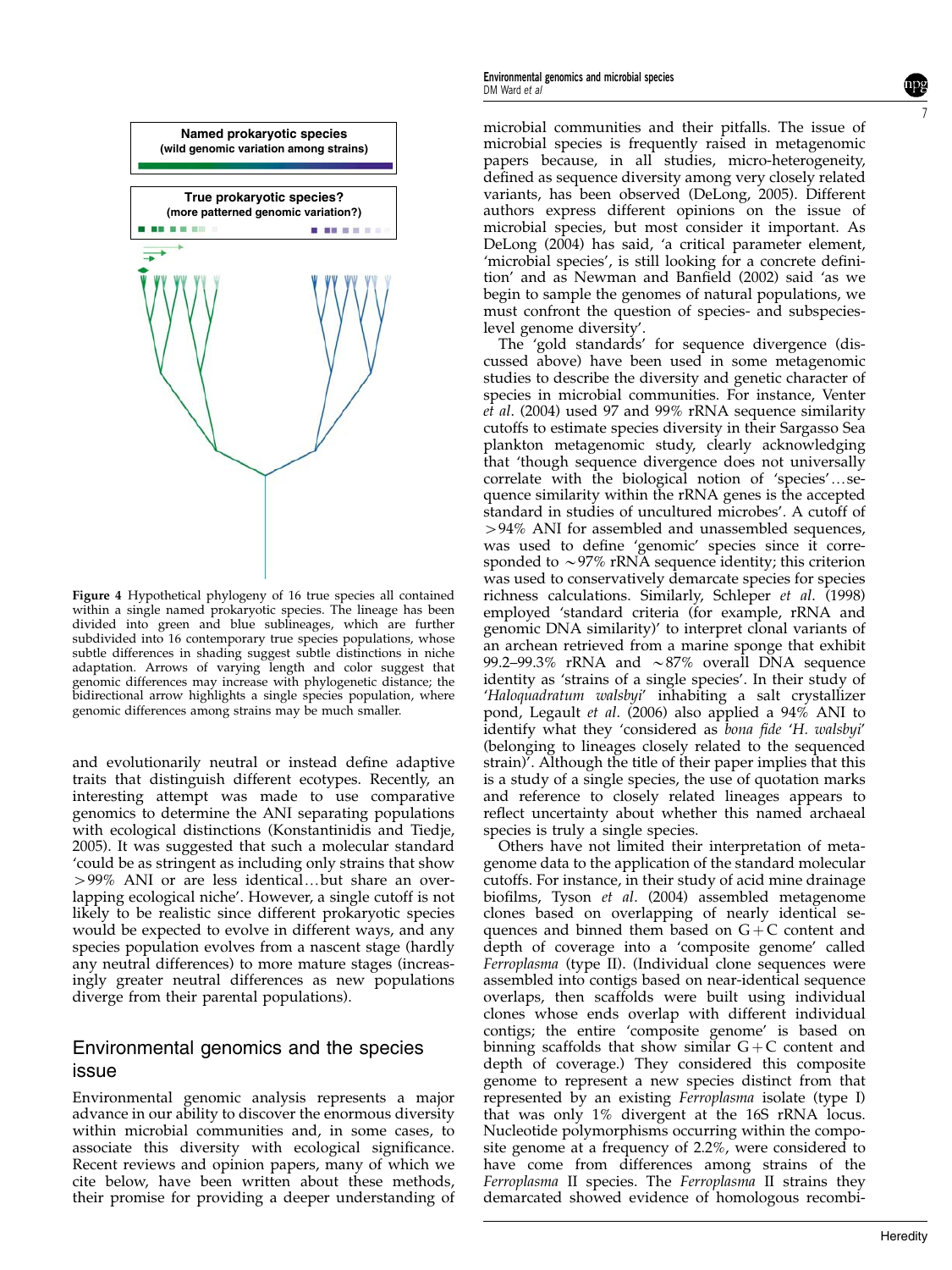Named prokaryotic species
(wild genomic variation among strains)

True prokaryotic species?
(more patterned genomic variation?)

Figure 4 Hypothetical phylogeny of 16 true species all contained within a single named prokaryotic species. The lineage has been divided into green and blue sublineages, which are further subdivided into 16 contemporary true species populations, whose subtle differences in shading suggest subtle distinctions in niche adaptation. Arrows of varying length and color suggest that genomic differences may increase with phylogenetic distance; the bidirectional arrow highlights a single species population, where genomic differences among strains may be much smaller.

and evolutionarily neutral or instead define adaptive traits that distinguish different ecotypes. Recently, an interesting attempt was made to use comparative genomics to determine the ANI separating populations with ecological distinctions (Konstantinidis and Tiedje, 2005). It was suggested that such a molecular standard 'could be as stringent as including only strains that show >99% ANI or are less identical…but share an overlapping ecological niche'. However, a single cutoff is not likely to be realistic since different prokaryotic species would be expected to evolve in different ways, and any species population evolves from a nascent stage (hardly any neutral differences) to more mature stages (increasingly greater neutral differences as new populations diverge from their parental populations).

## Environmental genomics and the species issue

Environmental genomic analysis represents a major advance in our ability to discover the enormous diversity within microbial communities and, in some cases, to associate this diversity with ecological significance. Recent reviews and opinion papers, many of which we cite below, have been written about these methods, their promise for providing a deeper understanding of microbial communities and their pitfalls. The issue of microbial species is frequently raised in metagenomic papers because, in all studies, micro-heterogeneity, defined as sequence diversity among very closely related variants, has been observed (DeLong, 2005). Different authors express different opinions on the issue of microbial species, but most consider it important. As DeLong (2004) has said, 'a critical parameter element, 'microbial species', is still looking for a concrete definition' and as Newman and Banfield (2002) said 'as we begin to sample the genomes of natural populations, we must confront the question of species- and subspecies-level genome diversity'.

The 'gold standards' for sequence divergence (discussed above) have been used in some metagenomic studies to describe the diversity and genetic character of species in microbial communities. For instance, Venter *et al*. (2004) used 97 and 99% rRNA sequence similarity cutoffs to estimate species diversity in their Sargasso Sea plankton metagenomic study, clearly acknowledging that 'though sequence divergence does not universally correlate with the biological notion of 'species'…sequence similarity within the rRNA genes is the accepted standard in studies of uncultured microbes'. A cutoff of >94% ANI for assembled and unassembled sequences, was used to define 'genomic' species since it corresponded to ~97% rRNA sequence identity; this criterion was used to conservatively demarcate species for species richness calculations. Similarly, Schleper *et al*. (1998) employed 'standard criteria (for example, rRNA and genomic DNA similarity)' to interpret clonal variants of an archean retrieved from a marine sponge that exhibit 99.2–99.3% rRNA and ~87% overall DNA sequence identity as 'strains of a single species'. In their study of '*Haloquadratum walsbyi*' inhabiting a salt crystallizer pond, Legault *et al*. (2006) also applied a 94% ANI to identify what they 'considered as *bona fide* '*H. walsbyi*' (belonging to lineages closely related to the sequenced strain)'. Although the title of their paper implies that this is a study of a single species, the use of quotation marks and reference to closely related lineages appears to reflect uncertainty about whether this named archaeal species is truly a single species.

Others have not limited their interpretation of metagenome data to the application of the standard molecular cutoffs. For instance, in their study of acid mine drainage biofilms, Tyson *et al*. (2004) assembled metagenome clones based on overlapping of nearly identical sequences and binned them based on G+C content and depth of coverage into a 'composite genome' called *Ferroplasma* (type II). (Individual clone sequences were assembled into contigs based on near-identical sequence overlaps, then scaffolds were built using individual clones whose ends overlap with different individual contigs; the entire 'composite genome' is based on binning scaffolds that show similar G+C content and depth of coverage.) They considered this composite genome to represent a new species distinct from that represented by an existing *Ferroplasma* isolate (type I) that was only 1% divergent at the 16S rRNA locus. Nucleotide polymorphisms occurring within the composite genome at a frequency of 2.2%, were considered to have come from differences among strains of the *Ferroplasma* II species. The *Ferroplasma* II strains they demarcated showed evidence of homologous recombi-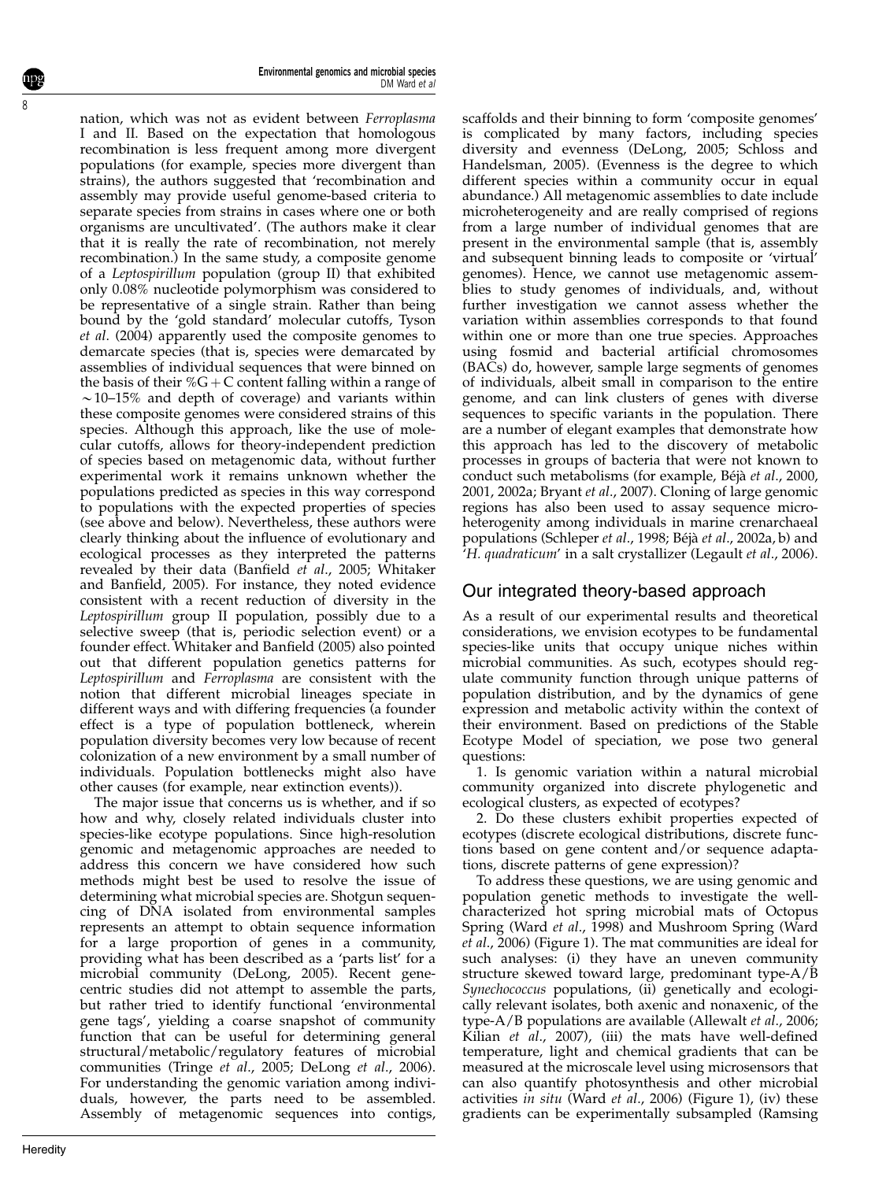nation, which was not as evident between *Ferroplasma* I and II. Based on the expectation that homologous recombination is less frequent among more divergent populations (for example, species more divergent than strains), the authors suggested that 'recombination and assembly may provide useful genome-based criteria to separate species from strains in cases where one or both organisms are uncultivated'. (The authors make it clear that it is really the rate of recombination, not merely recombination.) In the same study, a composite genome of a *Leptospirillum* population (group II) that exhibited only 0.08% nucleotide polymorphism was considered to be representative of a single strain. Rather than being bound by the 'gold standard' molecular cutoffs, Tyson *et al*. (2004) apparently used the composite genomes to demarcate species (that is, species were demarcated by assemblies of individual sequences that were binned on the basis of their %G + C content falling within a range of ~10–15% and depth of coverage) and variants within these composite genomes were considered strains of this species. Although this approach, like the use of molecular cutoffs, allows for theory-independent prediction of species based on metagenomic data, without further experimental work it remains unknown whether the populations predicted as species in this way correspond to populations with the expected properties of species (see above and below). Nevertheless, these authors were clearly thinking about the influence of evolutionary and ecological processes as they interpreted the patterns revealed by their data (Banfield *et al*., 2005; Whitaker and Banfield, 2005). For instance, they noted evidence consistent with a recent reduction of diversity in the *Leptospirillum* group II population, possibly due to a selective sweep (that is, periodic selection event) or a founder effect. Whitaker and Banfield (2005) also pointed out that different population genetics patterns for *Leptospirillum* and *Ferroplasma* are consistent with the notion that different microbial lineages speciate in different ways and with differing frequencies (a founder effect is a type of population bottleneck, wherein population diversity becomes very low because of recent colonization of a new environment by a small number of individuals. Population bottlenecks might also have other causes (for example, near extinction events)).

The major issue that concerns us is whether, and if so how and why, closely related individuals cluster into species-like ecotype populations. Since high-resolution genomic and metagenomic approaches are needed to address this concern we have considered how such methods might best be used to resolve the issue of determining what microbial species are. Shotgun sequencing of DNA isolated from environmental samples represents an attempt to obtain sequence information for a large proportion of genes in a community, providing what has been described as a 'parts list' for a microbial community (DeLong, 2005). Recent gene-centric studies did not attempt to assemble the parts, but rather tried to identify functional 'environmental gene tags', yielding a coarse snapshot of community function that can be useful for determining general structural/metabolic/regulatory features of microbial communities (Tringe *et al*., 2005; DeLong *et al*., 2006). For understanding the genomic variation among individuals, however, the parts need to be assembled. Assembly of metagenomic sequences into contigs, scaffolds and their binning to form 'composite genomes' is complicated by many factors, including species diversity and evenness (DeLong, 2005; Schloss and Handelsman, 2005). (Evenness is the degree to which different species within a community occur in equal abundance.) All metagenomic assemblies to date include microheterogeneity and are really comprised of regions from a large number of individual genomes that are present in the environmental sample (that is, assembly and subsequent binning leads to composite or 'virtual' genomes). Hence, we cannot use metagenomic assemblies to study genomes of individuals, and, without further investigation we cannot assess whether the variation within assemblies corresponds to that found within one or more than one true species. Approaches using fosmid and bacterial artificial chromosomes (BACs) do, however, sample large segments of genomes of individuals, albeit small in comparison to the entire genome, and can link clusters of genes with diverse sequences to specific variants in the population. There are a number of elegant examples that demonstrate how this approach has led to the discovery of metabolic processes in groups of bacteria that were not known to conduct such metabolisms (for example, Béjà *et al*., 2000, 2001, 2002a; Bryant *et al*., 2007). Cloning of large genomic regions has also been used to assay sequence microheterogenity among individuals in marine crenarchaeal populations (Schleper *et al*., 1998; Béjà *et al*., 2002a, b) and '*H. quadraticum*' in a salt crystallizer (Legault *et al*., 2006).

## Our integrated theory-based approach

As a result of our experimental results and theoretical considerations, we envision ecotypes to be fundamental species-like units that occupy unique niches within microbial communities. As such, ecotypes should regulate community function through unique patterns of population distribution, and by the dynamics of gene expression and metabolic activity within the context of their environment. Based on predictions of the Stable Ecotype Model of speciation, we pose two general questions:

1. Is genomic variation within a natural microbial community organized into discrete phylogenetic and ecological clusters, as expected of ecotypes?
2. Do these clusters exhibit properties expected of ecotypes (discrete ecological distributions, discrete functions based on gene content and/or sequence adaptations, discrete patterns of gene expression)?

To address these questions, we are using genomic and population genetic methods to investigate the well-characterized hot spring microbial mats of Octopus Spring (Ward *et al*., 1998) and Mushroom Spring (Ward *et al*., 2006) (Figure 1). The mat communities are ideal for such analyses: (i) they have an uneven community structure skewed toward large, predominant type-A/B *Synechococcus* populations, (ii) genetically and ecologically relevant isolates, both axenic and nonaxenic, of the type-A/B populations are available (Allewalt *et al*., 2006; Kilian *et al*., 2007), (iii) the mats have well-defined temperature, light and chemical gradients that can be measured at the microscale level using microsensors that can also quantify photosynthesis and other microbial activities *in situ* (Ward *et al*., 2006) (Figure 1), (iv) these gradients can be experimentally subsampled (Ramsing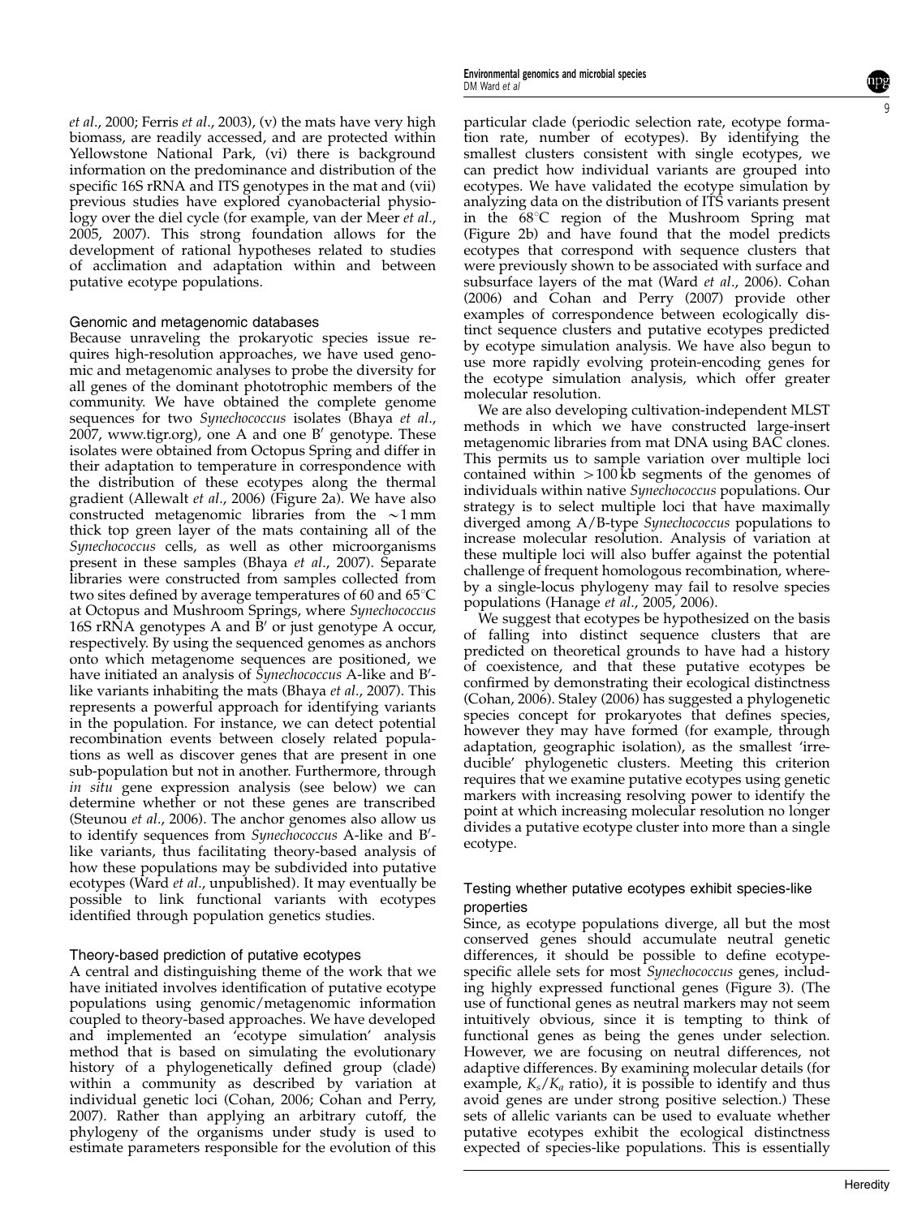*et al*., 2000; Ferris *et al*., 2003), (v) the mats have very high biomass, are readily accessed, and are protected within Yellowstone National Park, (vi) there is background information on the predominance and distribution of the specific 16S rRNA and ITS genotypes in the mat and (vii) previous studies have explored cyanobacterial physiology over the diel cycle (for example, van der Meer *et al*., 2005, 2007). This strong foundation allows for the development of rational hypotheses related to studies of acclimation and adaptation within and between putative ecotype populations.

### Genomic and metagenomic databases

Because unraveling the prokaryotic species issue requires high-resolution approaches, we have used genomic and metagenomic analyses to probe the diversity for all genes of the dominant phototrophic members of the community. We have obtained the complete genome sequences for two *Synechococcus* isolates (Bhaya *et al*., 2007, www.tigr.org), one A and one B′ genotype. These isolates were obtained from Octopus Spring and differ in their adaptation to temperature in correspondence with the distribution of these ecotypes along the thermal gradient (Allewalt *et al*., 2006) (Figure 2a). We have also constructed metagenomic libraries from the ~1 mm thick top green layer of the mats containing all of the *Synechococcus* cells, as well as other microorganisms present in these samples (Bhaya *et al*., 2007). Separate libraries were constructed from samples collected from two sites defined by average temperatures of 60 and 65°C at Octopus and Mushroom Springs, where *Synechococcus* 16S rRNA genotypes A and B′ or just genotype A occur, respectively. By using the sequenced genomes as anchors onto which metagenome sequences are positioned, we have initiated an analysis of *Synechococcus* A-like and B′-like variants inhabiting the mats (Bhaya *et al*., 2007). This represents a powerful approach for identifying variants in the population. For instance, we can detect potential recombination events between closely related populations as well as discover genes that are present in one sub-population but not in another. Furthermore, through *in situ* gene expression analysis (see below) we can determine whether or not these genes are transcribed (Steunou *et al*., 2006). The anchor genomes also allow us to identify sequences from *Synechococcus* A-like and B′-like variants, thus facilitating theory-based analysis of how these populations may be subdivided into putative ecotypes (Ward *et al*., unpublished). It may eventually be possible to link functional variants with ecotypes identified through population genetics studies.

### Theory-based prediction of putative ecotypes

A central and distinguishing theme of the work that we have initiated involves identification of putative ecotype populations using genomic/metagenomic information coupled to theory-based approaches. We have developed and implemented an 'ecotype simulation' analysis method that is based on simulating the evolutionary history of a phylogenetically defined group (clade) within a community as described by variation at individual genetic loci (Cohan, 2006; Cohan and Perry, 2007). Rather than applying an arbitrary cutoff, the phylogeny of the organisms under study is used to estimate parameters responsible for the evolution of this particular clade (periodic selection rate, ecotype formation rate, number of ecotypes). By identifying the smallest clusters consistent with single ecotypes, we can predict how individual variants are grouped into ecotypes. We have validated the ecotype simulation by analyzing data on the distribution of ITS variants present in the 68°C region of the Mushroom Spring mat (Figure 2b) and have found that the model predicts ecotypes that correspond with sequence clusters that were previously shown to be associated with surface and subsurface layers of the mat (Ward *et al*., 2006). Cohan (2006) and Cohan and Perry (2007) provide other examples of correspondence between ecologically distinct sequence clusters and putative ecotypes predicted by ecotype simulation analysis. We have also begun to use more rapidly evolving protein-encoding genes for the ecotype simulation analysis, which offer greater molecular resolution.

We are also developing cultivation-independent MLST methods in which we have constructed large-insert metagenomic libraries from mat DNA using BAC clones. This permits us to sample variation over multiple loci contained within >100 kb segments of the genomes of individuals within native *Synechococcus* populations. Our strategy is to select multiple loci that have maximally diverged among A/B-type *Synechococcus* populations to increase molecular resolution. Analysis of variation at these multiple loci will also buffer against the potential challenge of frequent homologous recombination, whereby a single-locus phylogeny may fail to resolve species populations (Hanage *et al*., 2005, 2006).

We suggest that ecotypes be hypothesized on the basis of falling into distinct sequence clusters that are predicted on theoretical grounds to have had a history of coexistence, and that these putative ecotypes be confirmed by demonstrating their ecological distinctness (Cohan, 2006). Staley (2006) has suggested a phylogenetic species concept for prokaryotes that defines species, however they may have formed (for example, through adaptation, geographic isolation), as the smallest 'irreducible' phylogenetic clusters. Meeting this criterion requires that we examine putative ecotypes using genetic markers with increasing resolving power to identify the point at which increasing molecular resolution no longer divides a putative ecotype cluster into more than a single ecotype.

### Testing whether putative ecotypes exhibit species-like properties

Since, as ecotype populations diverge, all but the most conserved genes should accumulate neutral genetic differences, it should be possible to define ecotype-specific allele sets for most *Synechococcus* genes, including highly expressed functional genes (Figure 3). (The use of functional genes as neutral markers may not seem intuitively obvious, since it is tempting to think of functional genes as being the genes under selection. However, we are focusing on neutral differences, not adaptive differences. By examining molecular details (for example, $K_s/K_a$ ratio), it is possible to identify and thus avoid genes are under strong positive selection.) These sets of allelic variants can be used to evaluate whether putative ecotypes exhibit the ecological distinctness expected of species-like populations. This is essentially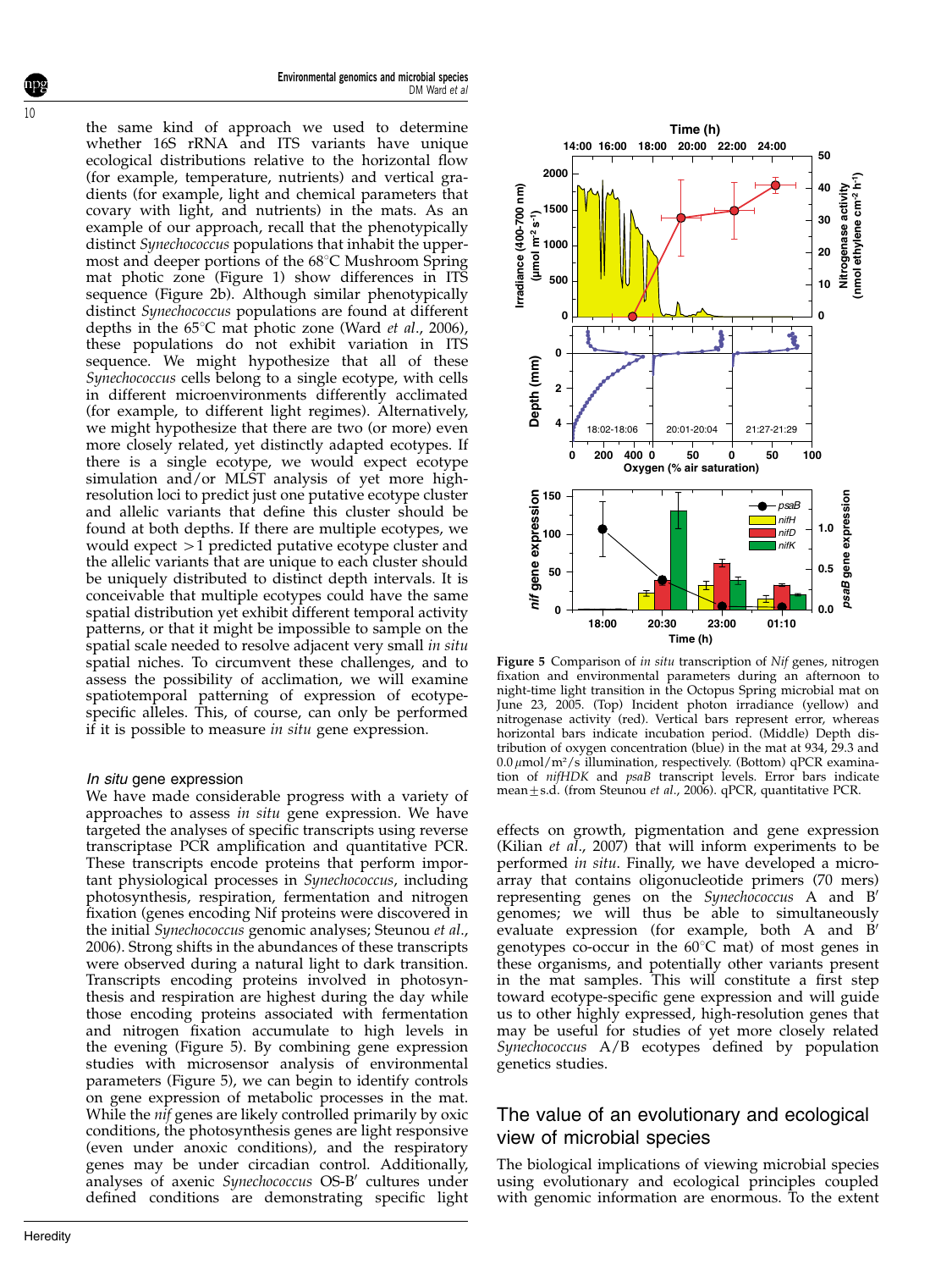the same kind of approach we used to determine whether 16S rRNA and ITS variants have unique ecological distributions relative to the horizontal flow (for example, temperature, nutrients) and vertical gradients (for example, light and chemical parameters that covary with light, and nutrients) in the mats. As an example of our approach, recall that the phenotypically distinct *Synechococcus* populations that inhabit the uppermost and deeper portions of the 68°C Mushroom Spring mat photic zone (Figure 1) show differences in ITS sequence (Figure 2b). Although similar phenotypically distinct *Synechococcus* populations are found at different depths in the 65°C mat photic zone (Ward *et al*., 2006), these populations do not exhibit variation in ITS sequence. We might hypothesize that all of these *Synechococcus* cells belong to a single ecotype, with cells in different microenvironments differently acclimated (for example, to different light regimes). Alternatively, we might hypothesize that there are two (or more) even more closely related, yet distinctly adapted ecotypes. If there is a single ecotype, we would expect ecotype simulation and/or MLST analysis of yet more high-resolution loci to predict just one putative ecotype cluster and allelic variants that define this cluster should be found at both depths. If there are multiple ecotypes, we would expect >1 predicted putative ecotype cluster and the allelic variants that are unique to each cluster should be uniquely distributed to distinct depth intervals. It is conceivable that multiple ecotypes could have the same spatial distribution yet exhibit different temporal activity patterns, or that it might be impossible to sample on the spatial scale needed to resolve adjacent very small *in situ* spatial niches. To circumvent these challenges, and to assess the possibility of acclimation, we will examine spatiotemporal patterning of expression of ecotype-specific alleles. This, of course, can only be performed if it is possible to measure *in situ* gene expression.

### *In situ* gene expression

We have made considerable progress with a variety of approaches to assess *in situ* gene expression. We have targeted the analyses of specific transcripts using reverse transcriptase PCR amplification and quantitative PCR. These transcripts encode proteins that perform important physiological processes in *Synechococcus*, including photosynthesis, respiration, fermentation and nitrogen fixation (genes encoding Nif proteins were discovered in the initial *Synechococcus* genomic analyses; Steunou *et al*., 2006). Strong shifts in the abundances of these transcripts were observed during a natural light to dark transition. Transcripts encoding proteins involved in photosynthesis and respiration are highest during the day while those encoding proteins associated with fermentation and nitrogen fixation accumulate to high levels in the evening (Figure 5). By combining gene expression studies with microsensor analysis of environmental parameters (Figure 5), we can begin to identify controls on gene expression of metabolic processes in the mat. While the *nif* genes are likely controlled primarily by oxic conditions, the photosynthesis genes are light responsive (even under anoxic conditions), and the respiratory genes may be under circadian control. Additionally, analyses of axenic *Synechococcus* OS-B′ cultures under defined conditions are demonstrating specific light effects on growth, pigmentation and gene expression (Kilian *et al*., 2007) that will inform experiments to be performed *in situ*. Finally, we have developed a microarray that contains oligonucleotide primers (70 mers) representing genes on the *Synechococcus* A and B′ genomes; we will thus be able to simultaneously evaluate expression (for example, both A and B′ genotypes co-occur in the 60°C mat) of most genes in these organisms, and potentially other variants present in the mat samples. This will constitute a first step toward ecotype-specific gene expression and will guide us to other highly expressed, high-resolution genes that may be useful for studies of yet more closely related *Synechococcus* A/B ecotypes defined by population genetics studies.

**Figure 5** Comparison of *in situ* transcription of *Nif* genes, nitrogen fixation and environmental parameters during an afternoon to night-time light transition in the Octopus Spring microbial mat on June 23, 2005. (Top) Incident photon irradiance (yellow) and nitrogenase activity (red). Vertical bars represent error, whereas horizontal bars indicate incubation period. (Middle) Depth distribution of oxygen concentration (blue) in the mat at 934, 29.3 and 0.0 μmol/m²/s illumination, respectively. (Bottom) qPCR examination of *nifHDK* and *psaB* transcript levels. Error bars indicate mean ± s.d. (from Steunou *et al*., 2006). qPCR, quantitative PCR.

## The value of an evolutionary and ecological view of microbial species

The biological implications of viewing microbial species using evolutionary and ecological principles coupled with genomic information are enormous. To the extent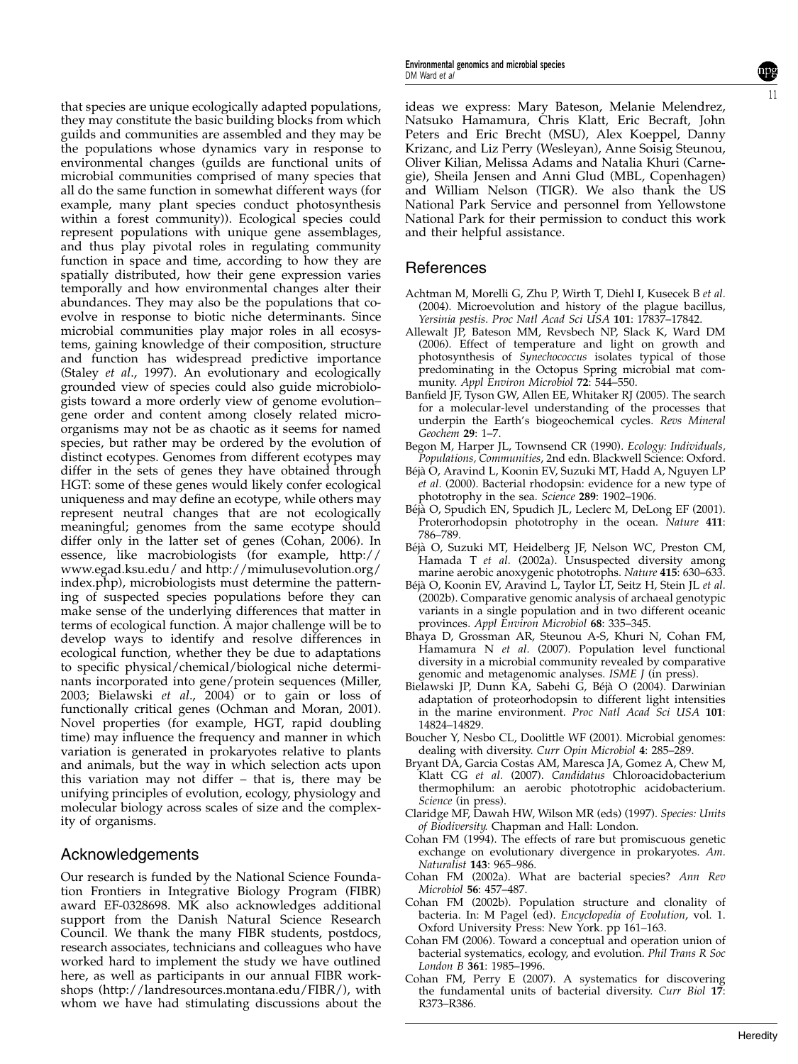that species are unique ecologically adapted populations, they may constitute the basic building blocks from which guilds and communities are assembled and they may be the populations whose dynamics vary in response to environmental changes (guilds are functional units of microbial communities comprised of many species that all do the same function in somewhat different ways (for example, many plant species conduct photosynthesis within a forest community)). Ecological species could represent populations with unique gene assemblages, and thus play pivotal roles in regulating community function in space and time, according to how they are spatially distributed, how their gene expression varies temporally and how environmental changes alter their abundances. They may also be the populations that co-evolve in response to biotic niche determinants. Since microbial communities play major roles in all ecosystems, gaining knowledge of their composition, structure and function has widespread predictive importance (Staley *et al*., 1997). An evolutionary and ecologically grounded view of species could also guide microbiologists toward a more orderly view of genome evolution–gene order and content among closely related microorganisms may not be as chaotic as it seems for named species, but rather may be ordered by the evolution of distinct ecotypes. Genomes from different ecotypes may differ in the sets of genes they have obtained through HGT: some of these genes would likely confer ecological uniqueness and may define an ecotype, while others may represent neutral changes that are not ecologically meaningful; genomes from the same ecotype should differ only in the latter set of genes (Cohan, 2006). In essence, like macrobiologists (for example, http://www.egad.ksu.edu/ and http://mimulusevolution.org/index.php), microbiologists must determine the patterning of suspected species populations before they can make sense of the underlying differences that matter in terms of ecological function. A major challenge will be to develop ways to identify and resolve differences in ecological function, whether they be due to adaptations to specific physical/chemical/biological niche determinants incorporated into gene/protein sequences (Miller, 2003; Bielawski *et al*., 2004) or to gain or loss of functionally critical genes (Ochman and Moran, 2001). Novel properties (for example, HGT, rapid doubling time) may influence the frequency and manner in which variation is generated in prokaryotes relative to plants and animals, but the way in which selection acts upon this variation may not differ – that is, there may be unifying principles of evolution, ecology, physiology and molecular biology across scales of size and the complexity of organisms.

## Acknowledgements

Our research is funded by the National Science Foundation Frontiers in Integrative Biology Program (FIBR) award EF-0328698. MK also acknowledges additional support from the Danish Natural Science Research Council. We thank the many FIBR students, postdocs, research associates, technicians and colleagues who have worked hard to implement the study we have outlined here, as well as participants in our annual FIBR workshops (http://landresources.montana.edu/FIBR/), with whom we have had stimulating discussions about the ideas we express: Mary Bateson, Melanie Melendrez, Natsuko Hamamura, Chris Klatt, Eric Becraft, John Peters and Eric Brecht (MSU), Alex Koeppel, Danny Krizanc, and Liz Perry (Wesleyan), Anne Soisig Steunou, Oliver Kilian, Melissa Adams and Natalia Khuri (Carnegie), Sheila Jensen and Anni Glud (MBL, Copenhagen) and William Nelson (TIGR). We also thank the US National Park Service and personnel from Yellowstone National Park for their permission to conduct this work and their helpful assistance.

## References

Achtman M, Morelli G, Zhu P, Wirth T, Diehl I, Kusecek B *et al*. (2004). Microevolution and history of the plague bacillus, *Yersinia pestis*. *Proc Natl Acad Sci USA* **101**: 17837–17842.

Allewalt JP, Bateson MM, Revsbech NP, Slack K, Ward DM (2006). Effect of temperature and light on growth and photosynthesis of *Synechococcus* isolates typical of those predominating in the Octopus Spring microbial mat community. *Appl Environ Microbiol* **72**: 544–550.

Banfield JF, Tyson GW, Allen EE, Whitaker RJ (2005). The search for a molecular-level understanding of the processes that underpin the Earth's biogeochemical cycles. *Revs Mineral Geochem* **29**: 1–7.

Begon M, Harper JL, Townsend CR (1990). *Ecology: Individuals, Populations, Communities*, 2nd edn. Blackwell Science: Oxford.

Béjà O, Aravind L, Koonin EV, Suzuki MT, Hadd A, Nguyen LP *et al*. (2000). Bacterial rhodopsin: evidence for a new type of phototrophy in the sea. *Science* **289**: 1902–1906.

Béjà O, Spudich EN, Spudich JL, Leclerc M, DeLong EF (2001). Proterorhodopsin phototrophy in the ocean. *Nature* **411**: 786–789.

Béjà O, Suzuki MT, Heidelberg JF, Nelson WC, Preston CM, Hamada T *et al*. (2002a). Unsuspected diversity among marine aerobic anoxygenic phototrophs. *Nature* **415**: 630–633.

Béjà O, Koonin EV, Aravind L, Taylor LT, Seitz H, Stein JL *et al*. (2002b). Comparative genomic analysis of archaeal genotypic variants in a single population and in two different oceanic provinces. *Appl Environ Microbiol* **68**: 335–345.

Bhaya D, Grossman AR, Steunou A-S, Khuri N, Cohan FM, Hamamura N *et al*. (2007). Population level functional diversity in a microbial community revealed by comparative genomic and metagenomic analyses. *ISME J* (in press).

Bielawski JP, Dunn KA, Sabehi G, Béjà O (2004). Darwinian adaptation of proteorhodopsin to different light intensities in the marine environment. *Proc Natl Acad Sci USA* **101**: 14824–14829.

Boucher Y, Nesbo CL, Doolittle WF (2001). Microbial genomes: dealing with diversity. *Curr Opin Microbiol* **4**: 285–289.

Bryant DA, Garcia Costas AM, Maresca JA, Gomez A, Chew M, Klatt CG *et al*. (2007). *Candidatus* Chloroacidobacterium thermophilum: an aerobic phototrophic acidobacterium. *Science* (in press).

Claridge MF, Dawah HW, Wilson MR (eds) (1997). *Species: Units of Biodiversity*. Chapman and Hall: London.

Cohan FM (1994). The effects of rare but promiscuous genetic exchange on evolutionary divergence in prokaryotes. *Am. Naturalist* **143**: 965–986.

Cohan FM (2002a). What are bacterial species? *Ann Rev Microbiol* **56**: 457–487.

Cohan FM (2002b). Population structure and clonality of bacteria. In: M Pagel (ed). *Encyclopedia of Evolution*, vol. 1. Oxford University Press: New York. pp 161–163.

Cohan FM (2006). Toward a conceptual and operation union of bacterial systematics, ecology, and evolution. *Phil Trans R Soc London B* **361**: 1985–1996.

Cohan FM, Perry E (2007). A systematics for discovering the fundamental units of bacterial diversity. *Curr Biol* **17**: R373–R386.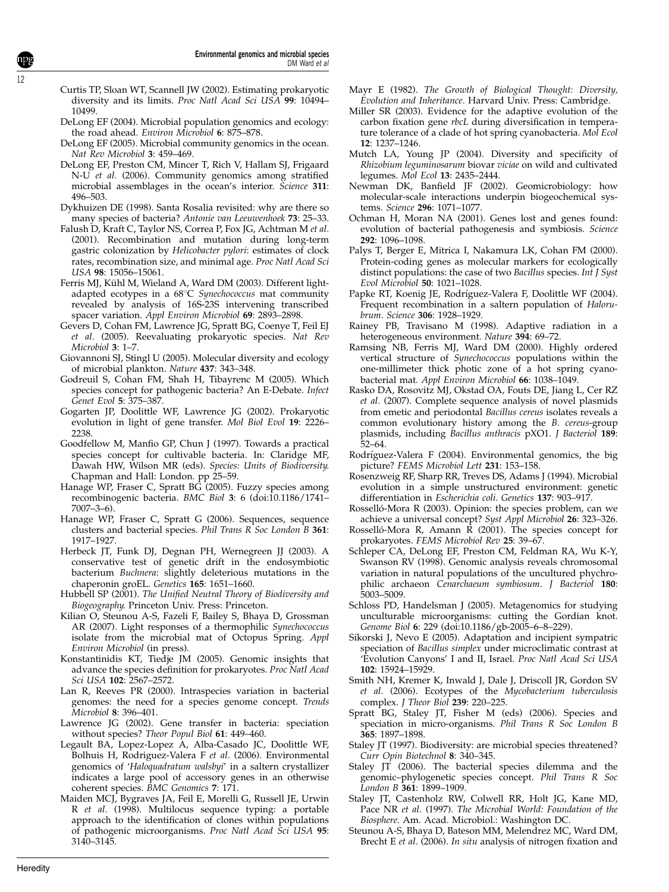Curtis TP, Sloan WT, Scannell JW (2002). Estimating prokaryotic diversity and its limits. *Proc Natl Acad Sci USA* **99**: 10494–10499.

DeLong EF (2004). Microbial population genomics and ecology: the road ahead. *Environ Microbiol* **6**: 875–878.

DeLong EF (2005). Microbial community genomics in the ocean. *Nat Rev Microbiol* **3**: 459–469.

DeLong EF, Preston CM, Mincer T, Rich V, Hallam SJ, Frigaard N-U *et al.* (2006). Community genomics among stratified microbial assemblages in the ocean's interior. *Science* **311**: 496–503.

Dykhuizen DE (1998). Santa Rosalia revisited: why are there so many species of bacteria? *Antonie van Leeuwenhoek* **73**: 25–33.

Falush D, Kraft C, Taylor NS, Correa P, Fox JG, Achtman M *et al.* (2001). Recombination and mutation during long-term gastric colonization by *Helicobacter pylori*: estimates of clock rates, recombination size, and minimal age. *Proc Natl Acad Sci USA* **98**: 15056–15061.

Ferris MJ, Kühl M, Wieland A, Ward DM (2003). Different light-adapted ecotypes in a 68°C *Synechococcus* mat community revealed by analysis of 16S-23S intervening transcribed spacer variation. *Appl Environ Microbiol* **69**: 2893–2898.

Gevers D, Cohan FM, Lawrence JG, Spratt BG, Coenye T, Feil EJ *et al.* (2005). Reevaluating prokaryotic species. *Nat Rev Microbiol* **3**: 1–7.

Giovannoni SJ, Stingl U (2005). Molecular diversity and ecology of microbial plankton. *Nature* **437**: 343–348.

Godreuil S, Cohan FM, Shah H, Tibayrenc M (2005). Which species concept for pathogenic bacteria? An E-Debate. *Infect Genet Evol* **5**: 375–387.

Gogarten JP, Doolittle WF, Lawrence JG (2002). Prokaryotic evolution in light of gene transfer. *Mol Biol Evol* **19**: 2226–2238.

Goodfellow M, Manfio GP, Chun J (1997). Towards a practical species concept for cultivable bacteria. In: Claridge MF, Dawah HW, Wilson MR (eds). *Species: Units of Biodiversity*. Chapman and Hall: London. pp 25–59.

Hanage WP, Fraser C, Spratt BG (2005). Fuzzy species among recombinogenic bacteria. *BMC Biol* **3**: 6 (doi:10.1186/1741–7007–3–6).

Hanage WP, Fraser C, Spratt G (2006). Sequences, sequence clusters and bacterial species. *Phil Trans R Soc London B* **361**: 1917–1927.

Herbeck JT, Funk DJ, Degnan PH, Wernegreen JJ (2003). A conservative test of genetic drift in the endosymbiotic bacterium *Buchnera*: slightly deleterious mutations in the chaperonin groEL. *Genetics* **165**: 1651–1660.

Hubbell SP (2001). *The Unified Neutral Theory of Biodiversity and Biogeography*. Princeton Univ. Press: Princeton.

Kilian O, Steunou A-S, Fazeli F, Bailey S, Bhaya D, Grossman AR (2007). Light responses of a thermophilic *Synechococcus* isolate from the microbial mat of Octopus Spring. *Appl Environ Microbiol* (in press).

Konstantinidis KT, Tiedje JM (2005). Genomic insights that advance the species definition for prokaryotes. *Proc Natl Acad Sci USA* **102**: 2567–2572.

Lan R, Reeves PR (2000). Intraspecies variation in bacterial genomes: the need for a species genome concept. *Trends Microbiol* **8**: 396–401.

Lawrence JG (2002). Gene transfer in bacteria: speciation without species? *Theor Popul Biol* **61**: 449–460.

Legault BA, Lopez-Lopez A, Alba-Casado JC, Doolittle WF, Bolhuis H, Rodriguez-Valera F *et al.* (2006). Environmental genomics of '*Haloquadratum walsbyi*' in a saltern crystallizer indicates a large pool of accessory genes in an otherwise coherent species. *BMC Genomics* **7**: 171.

Maiden MCJ, Bygraves JA, Feil E, Morelli G, Russell JE, Urwin R *et al.* (1998). Multilocus sequence typing: a portable approach to the identification of clones within populations of pathogenic microorganisms. *Proc Natl Acad Sci USA* **95**: 3140–3145.

Mayr E (1982). *The Growth of Biological Thought: Diversity, Evolution and Inheritance*. Harvard Univ. Press: Cambridge.

Miller SR (2003). Evidence for the adaptive evolution of the carbon fixation gene *rbcL* during diversification in temperature tolerance of a clade of hot spring cyanobacteria. *Mol Ecol* **12**: 1237–1246.

Mutch LA, Young JP (2004). Diversity and specificity of *Rhizobium leguminosarum* biovar *viciae* on wild and cultivated legumes. *Mol Ecol* **13**: 2435–2444.

Newman DK, Banfield JF (2002). Geomicrobiology: how molecular-scale interactions underpin biogeochemical systems. *Science* **296**: 1071–1077.

Ochman H, Moran NA (2001). Genes lost and genes found: evolution of bacterial pathogenesis and symbiosis. *Science* **292**: 1096–1098.

Palys T, Berger E, Mitrica I, Nakamura LK, Cohan FM (2000). Protein-coding genes as molecular markers for ecologically distinct populations: the case of two *Bacillus* species. *Int J Syst Evol Microbiol* **50**: 1021–1028.

Papke RT, Koenig JE, Rodríguez-Valera F, Doolittle WF (2004). Frequent recombination in a saltern population of *Halorubrum*. *Science* **306**: 1928–1929.

Rainey PB, Travisano M (1998). Adaptive radiation in a heterogeneous environment. *Nature* **394**: 69–72.

Ramsing NB, Ferris MJ, Ward DM (2000). Highly ordered vertical structure of *Synechococcus* populations within the one-millimeter thick photic zone of a hot spring cyanobacterial mat. *Appl Environ Microbiol* **66**: 1038–1049.

Rasko DA, Rosovitz MJ, Okstad OA, Fouts DE, Jiang L, Cer RZ *et al.* (2007). Complete sequence analysis of novel plasmids from emetic and periodontal *Bacillus cereus* isolates reveals a common evolutionary history among the *B. cereus*-group plasmids, including *Bacillus anthracis* pXO1. *J Bacteriol* **189**: 52–64.

Rodríguez-Valera F (2004). Environmental genomics, the big picture? *FEMS Microbiol Lett* **231**: 153–158.

Rosenzweig RF, Sharp RR, Treves DS, Adams J (1994). Microbial evolution in a simple unstructured environment: genetic differentiation in *Escherichia coli*. *Genetics* **137**: 903–917.

Rosselló-Mora R (2003). Opinion: the species problem, can we achieve a universal concept? *Syst Appl Microbiol* **26**: 323–326.

Rosselló-Mora R, Amann R (2001). The species concept for prokaryotes. *FEMS Microbiol Rev* **25**: 39–67.

Schleper CA, DeLong EF, Preston CM, Feldman RA, Wu K-Y, Swanson RV (1998). Genomic analysis reveals chromosomal variation in natural populations of the uncultured phychrophilic archaeon *Cenarchaeum symbiosum*. *J Bacteriol* **180**: 5003–5009.

Schloss PD, Handelsman J (2005). Metagenomics for studying unculturable microorganisms: cutting the Gordian knot. *Genome Biol* **6**: 229 (doi:10.1186/gb-2005–6–8–229).

Sikorski J, Nevo E (2005). Adaptation and incipient sympatric speciation of *Bacillus simplex* under microclimatic contrast at 'Evolution Canyons' I and II, Israel. *Proc Natl Acad Sci USA* **102**: 15924–15929.

Smith NH, Kremer K, Inwald J, Dale J, Driscoll JR, Gordon SV *et al.* (2006). Ecotypes of the *Mycobacterium tuberculosis* complex. *J Theor Biol* **239**: 220–225.

Spratt BG, Staley JT, Fisher M (eds) (2006). Species and speciation in micro-organisms. *Phil Trans R Soc London B* **365**: 1897–1898.

Staley JT (1997). Biodiversity: are microbial species threatened? *Curr Opin Biotechnol* **8**: 340–345.

Staley JT (2006). The bacterial species dilemma and the genomic–phylogenetic species concept. *Phil Trans R Soc London B* **361**: 1899–1909.

Staley JT, Castenholz RW, Colwell RR, Holt JG, Kane MD, Pace NR *et al.* (1997). *The Microbial World: Foundation of the Biosphere*. Am. Acad. Microbiol.: Washington DC.

Steunou A-S, Bhaya D, Bateson MM, Melendrez MC, Ward DM, Brecht E *et al.* (2006). *In situ* analysis of nitrogen fixation and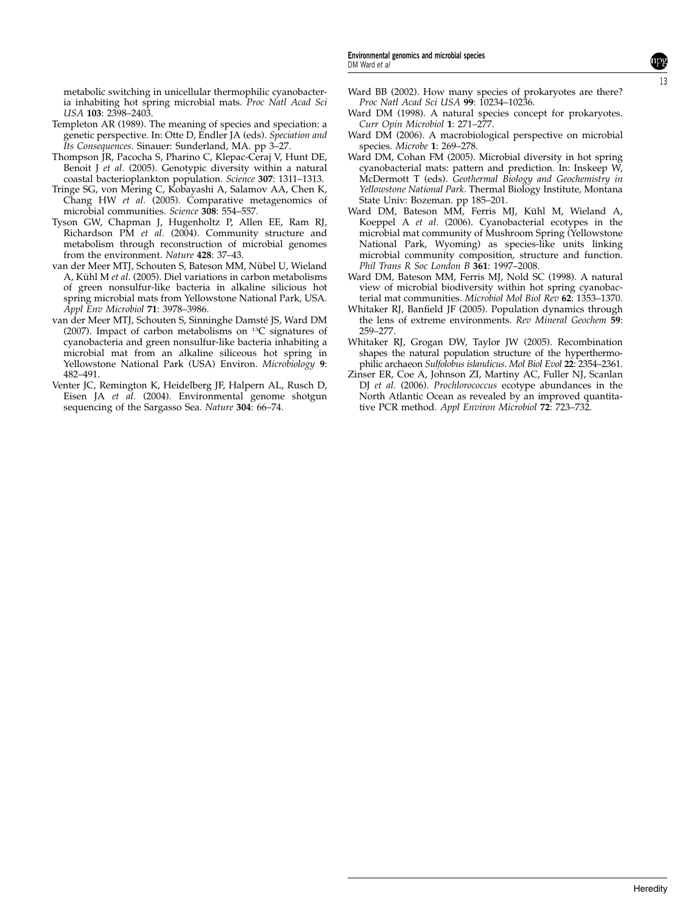metabolic switching in unicellular thermophilic cyanobacteria inhabiting hot spring microbial mats. *Proc Natl Acad Sci USA* **103**: 2398–2403.

Templeton AR (1989). The meaning of species and speciation: a genetic perspective. In: Otte D, Endler JA (eds). *Speciation and Its Consequences*. Sinauer: Sunderland, MA. pp 3–27.

Thompson JR, Pacocha S, Pharino C, Klepac-Ceraj V, Hunt DE, Benoit J *et al.* (2005). Genotypic diversity within a natural coastal bacterioplankton population. *Science* **307**: 1311–1313.

Tringe SG, von Mering C, Kobayashi A, Salamov AA, Chen K, Chang HW *et al.* (2005). Comparative metagenomics of microbial communities. *Science* **308**: 554–557.

Tyson GW, Chapman J, Hugenholtz P, Allen EE, Ram RJ, Richardson PM *et al.* (2004). Community structure and metabolism through reconstruction of microbial genomes from the environment. *Nature* **428**: 37–43.

van der Meer MTJ, Schouten S, Bateson MM, Nübel U, Wieland A, Kühl M *et al.* (2005). Diel variations in carbon metabolisms of green nonsulfur-like bacteria in alkaline silicious hot spring microbial mats from Yellowstone National Park, USA. *Appl Env Microbiol* **71**: 3978–3986.

van der Meer MTJ, Schouten S, Sinninghe Damsté JS, Ward DM (2007). Impact of carbon metabolisms on $^{13}C$ signatures of cyanobacteria and green nonsulfur-like bacteria inhabiting a microbial mat from an alkaline siliceous hot spring in Yellowstone National Park (USA) Environ. *Microbiology* **9**: 482–491.

Venter JC, Remington K, Heidelberg JF, Halpern AL, Rusch D, Eisen JA *et al.* (2004). Environmental genome shotgun sequencing of the Sargasso Sea. *Nature* **304**: 66–74.

Ward BB (2002). How many species of prokaryotes are there? *Proc Natl Acad Sci USA* **99**: 10234–10236.

Ward DM (1998). A natural species concept for prokaryotes. *Curr Opin Microbiol* **1**: 271–277.

Ward DM (2006). A macrobiological perspective on microbial species. *Microbe* **1**: 269–278.

Ward DM, Cohan FM (2005). Microbial diversity in hot spring cyanobacterial mats: pattern and prediction. In: Inskeep W, McDermott T (eds). *Geothermal Biology and Geochemistry in Yellowstone National Park*. Thermal Biology Institute, Montana State Univ: Bozeman. pp 185–201.

Ward DM, Bateson MM, Ferris MJ, Kühl M, Wieland A, Koeppel A *et al.* (2006). Cyanobacterial ecotypes in the microbial mat community of Mushroom Spring (Yellowstone National Park, Wyoming) as species-like units linking microbial community composition, structure and function. *Phil Trans R Soc London B* **361**: 1997–2008.

Ward DM, Bateson MM, Ferris MJ, Nold SC (1998). A natural view of microbial biodiversity within hot spring cyanobacterial mat communities. *Microbiol Mol Biol Rev* **62**: 1353–1370.

Whitaker RJ, Banfield JF (2005). Population dynamics through the lens of extreme environments. *Rev Mineral Geochem* **59**: 259–277.

Whitaker RJ, Grogan DW, Taylor JW (2005). Recombination shapes the natural population structure of the hyperthermophilic archaeon *Sulfolobus islandicus*. *Mol Biol Evol* **22**: 2354–2361.

Zinser ER, Coe A, Johnson ZI, Martiny AC, Fuller NJ, Scanlan DJ *et al.* (2006). *Prochlorococcus* ecotype abundances in the North Atlantic Ocean as revealed by an improved quantitative PCR method. *Appl Environ Microbiol* **72**: 723–732.